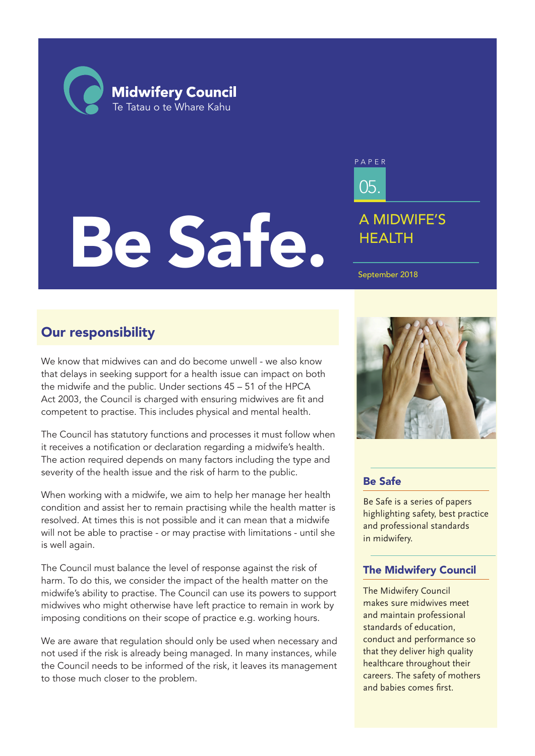Midwifery Council
Te Tatau o te Whare Kahu

# Be Safe.

PAPER
05.

## A MIDWIFE'S HEALTH

September 2018

## Our responsibility

We know that midwives can and do become unwell - we also know that delays in seeking support for a health issue can impact on both the midwife and the public. Under sections 45 – 51 of the HPCA Act 2003, the Council is charged with ensuring midwives are fit and competent to practise. This includes physical and mental health.

The Council has statutory functions and processes it must follow when it receives a notification or declaration regarding a midwife's health. The action required depends on many factors including the type and severity of the health issue and the risk of harm to the public.

When working with a midwife, we aim to help her manage her health condition and assist her to remain practising while the health matter is resolved. At times this is not possible and it can mean that a midwife will not be able to practise - or may practise with limitations - until she is well again.

The Council must balance the level of response against the risk of harm. To do this, we consider the impact of the health matter on the midwife's ability to practise. The Council can use its powers to support midwives who might otherwise have left practice to remain in work by imposing conditions on their scope of practice e.g. working hours.

We are aware that regulation should only be used when necessary and not used if the risk is already being managed. In many instances, while the Council needs to be informed of the risk, it leaves its management to those much closer to the problem.

### Be Safe

Be Safe is a series of papers highlighting safety, best practice and professional standards in midwifery.

### The Midwifery Council

The Midwifery Council makes sure midwives meet and maintain professional standards of education, conduct and performance so that they deliver high quality healthcare throughout their careers. The safety of mothers and babies comes first.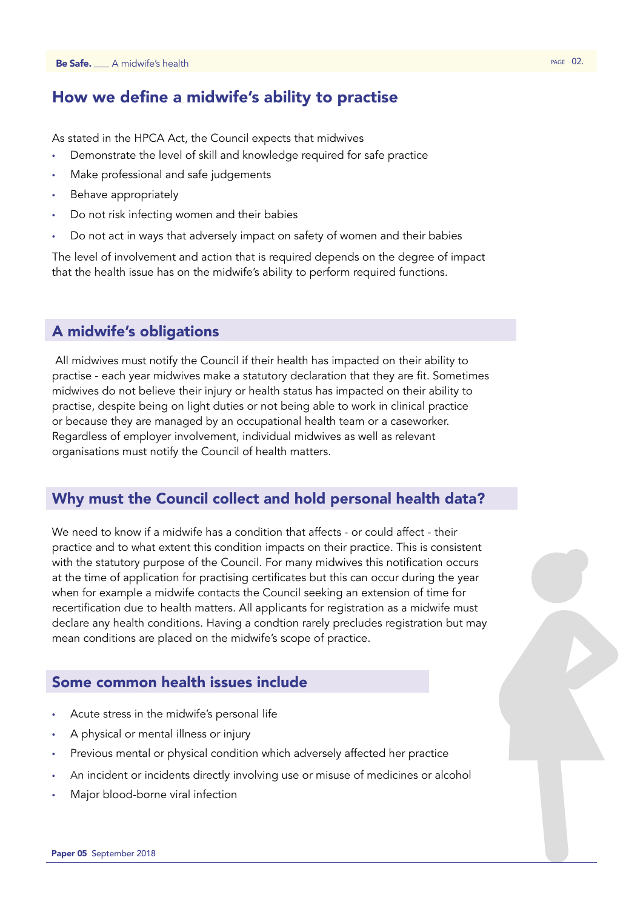## How we define a midwife's ability to practise

As stated in the HPCA Act, the Council expects that midwives

- Demonstrate the level of skill and knowledge required for safe practice
- Make professional and safe judgements
- Behave appropriately
- Do not risk infecting women and their babies
- Do not act in ways that adversely impact on safety of women and their babies

The level of involvement and action that is required depends on the degree of impact that the health issue has on the midwife's ability to perform required functions.

## A midwife's obligations

All midwives must notify the Council if their health has impacted on their ability to practise - each year midwives make a statutory declaration that they are fit. Sometimes midwives do not believe their injury or health status has impacted on their ability to practise, despite being on light duties or not being able to work in clinical practice or because they are managed by an occupational health team or a caseworker. Regardless of employer involvement, individual midwives as well as relevant organisations must notify the Council of health matters.

## Why must the Council collect and hold personal health data?

We need to know if a midwife has a condition that affects - or could affect - their practice and to what extent this condition impacts on their practice. This is consistent with the statutory purpose of the Council. For many midwives this notification occurs at the time of application for practising certificates but this can occur during the year when for example a midwife contacts the Council seeking an extension of time for recertification due to health matters. All applicants for registration as a midwife must declare any health conditions. Having a condtion rarely precludes registration but may mean conditions are placed on the midwife's scope of practice.

## Some common health issues include

- Acute stress in the midwife's personal life
- A physical or mental illness or injury
- Previous mental or physical condition which adversely affected her practice
- An incident or incidents directly involving use or misuse of medicines or alcohol
- Major blood-borne viral infection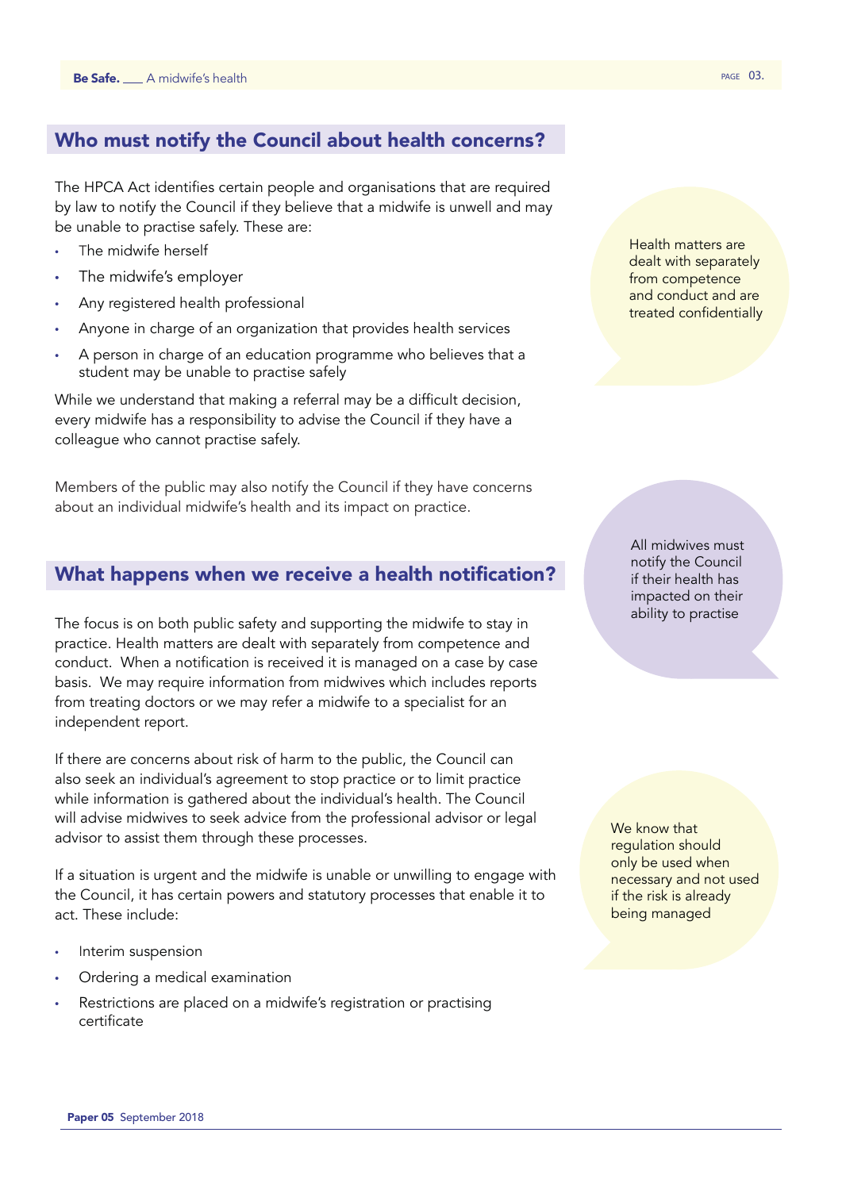## Who must notify the Council about health concerns?

The HPCA Act identifies certain people and organisations that are required by law to notify the Council if they believe that a midwife is unwell and may be unable to practise safely. These are:

- The midwife herself
- The midwife's employer
- Any registered health professional
- Anyone in charge of an organization that provides health services
- A person in charge of an education programme who believes that a student may be unable to practise safely

While we understand that making a referral may be a difficult decision, every midwife has a responsibility to advise the Council if they have a colleague who cannot practise safely.

Members of the public may also notify the Council if they have concerns about an individual midwife's health and its impact on practice.

Health matters are dealt with separately from competence and conduct and are treated confidentially

All midwives must notify the Council if their health has impacted on their ability to practise

## What happens when we receive a health notification?

The focus is on both public safety and supporting the midwife to stay in practice. Health matters are dealt with separately from competence and conduct. When a notification is received it is managed on a case by case basis. We may require information from midwives which includes reports from treating doctors or we may refer a midwife to a specialist for an independent report.

If there are concerns about risk of harm to the public, the Council can also seek an individual's agreement to stop practice or to limit practice while information is gathered about the individual's health. The Council will advise midwives to seek advice from the professional advisor or legal advisor to assist them through these processes.

If a situation is urgent and the midwife is unable or unwilling to engage with the Council, it has certain powers and statutory processes that enable it to act. These include:

- Interim suspension
- Ordering a medical examination
- Restrictions are placed on a midwife's registration or practising certificate

We know that regulation should only be used when necessary and not used if the risk is already being managed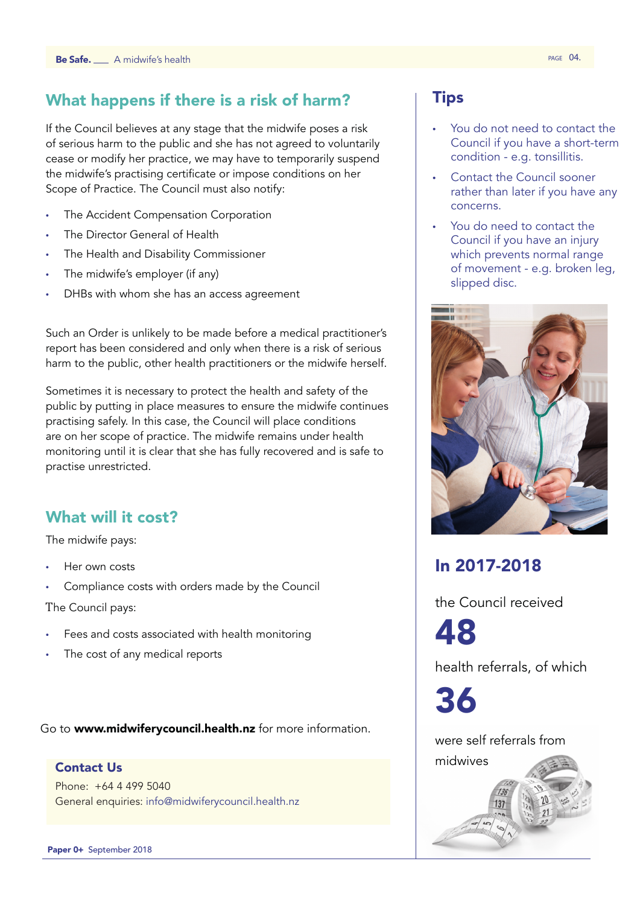## What happens if there is a risk of harm?

If the Council believes at any stage that the midwife poses a risk of serious harm to the public and she has not agreed to voluntarily cease or modify her practice, we may have to temporarily suspend the midwife's practising certificate or impose conditions on her Scope of Practice. The Council must also notify:

- The Accident Compensation Corporation
- The Director General of Health
- The Health and Disability Commissioner
- The midwife's employer (if any)
- DHBs with whom she has an access agreement

Such an Order is unlikely to be made before a medical practitioner's report has been considered and only when there is a risk of serious harm to the public, other health practitioners or the midwife herself.

Sometimes it is necessary to protect the health and safety of the public by putting in place measures to ensure the midwife continues practising safely. In this case, the Council will place conditions are on her scope of practice. The midwife remains under health monitoring until it is clear that she has fully recovered and is safe to practise unrestricted.

## What will it cost?

The midwife pays:

- Her own costs
- Compliance costs with orders made by the Council

The Council pays:

- Fees and costs associated with health monitoring
- The cost of any medical reports

Go to **www.midwiferycouncil.health.nz** for more information.

### Contact Us

Phone: +64 4 499 5040
General enquiries: info@midwiferycouncil.health.nz

## Tips

- You do not need to contact the Council if you have a short-term condition - e.g. tonsillitis.
- Contact the Council sooner rather than later if you have any concerns.
- You do need to contact the Council if you have an injury which prevents normal range of movement - e.g. broken leg, slipped disc.

## In 2017-2018

the Council received

**48**

health referrals, of which

**36**

were self referrals from midwives